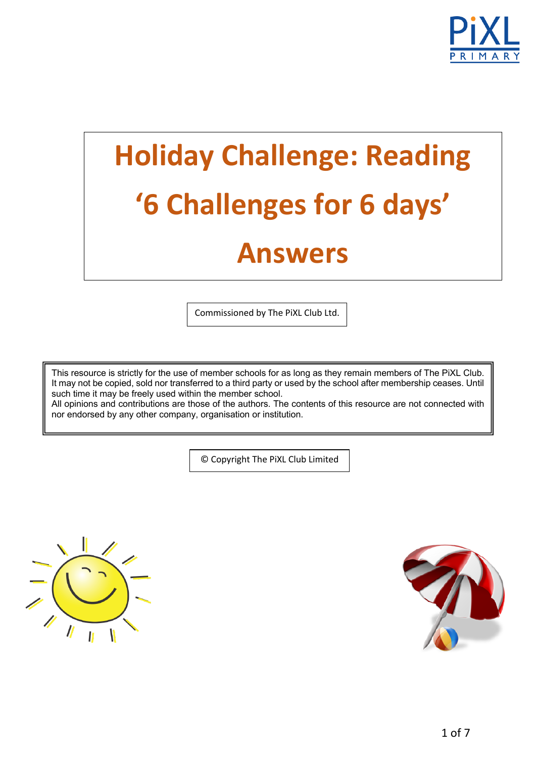PiXL PRIMARY

# Holiday Challenge: Reading

# ‘6 Challenges for 6 days’

# Answers

Commissioned by The PiXL Club Ltd.

This resource is strictly for the use of member schools for as long as they remain members of The PiXL Club. It may not be copied, sold nor transferred to a third party or used by the school after membership ceases. Until such time it may be freely used within the member school.
All opinions and contributions are those of the authors. The contents of this resource are not connected with nor endorsed by any other company, organisation or institution.

© Copyright The PiXL Club Limited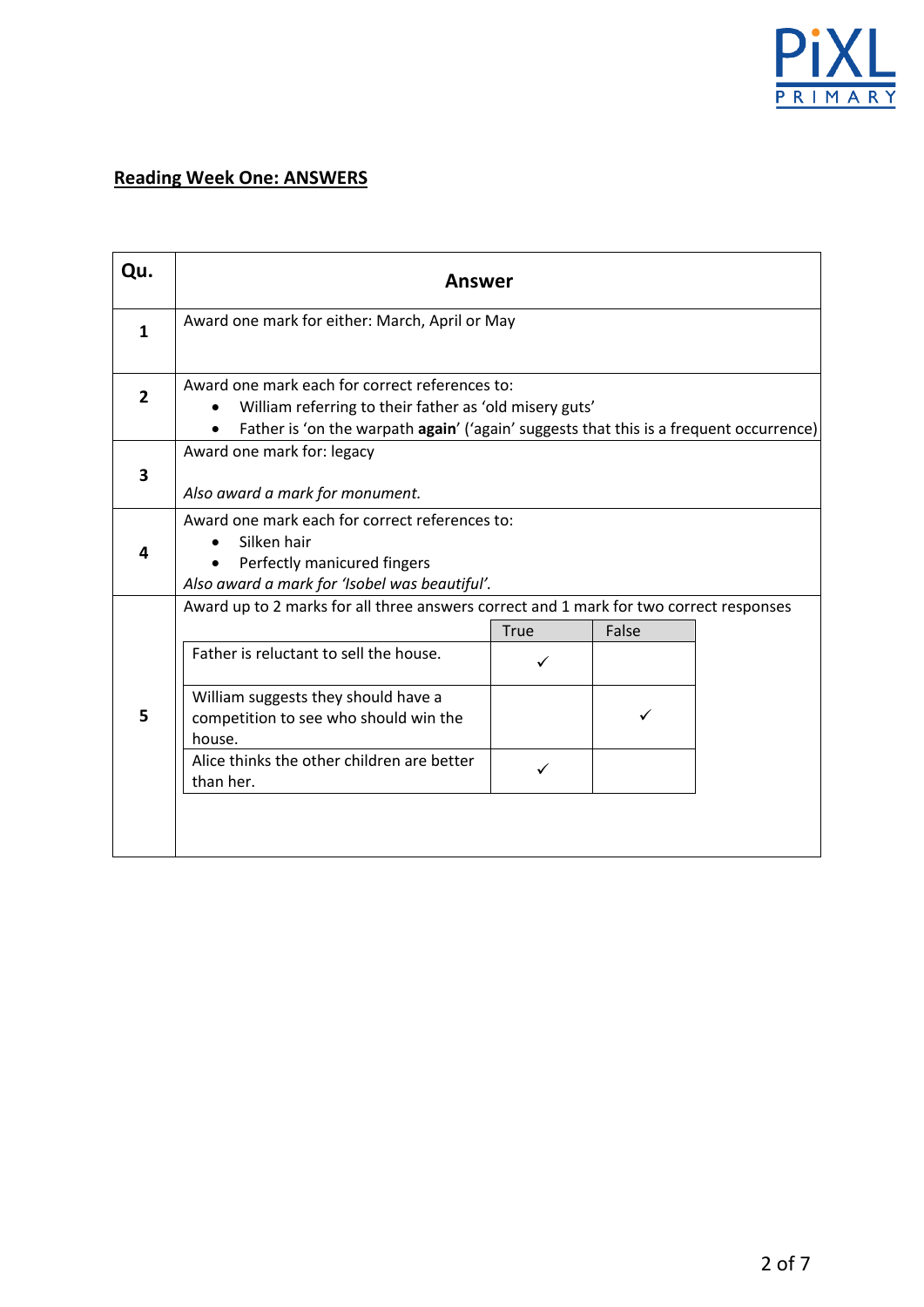## Reading Week One: ANSWERS

| Qu. | Answer |
|---|---|
| 1 | Award one mark for either: March, April or May |
| 2 | Award one mark each for correct references to:<br>• William referring to their father as 'old misery guts'<br>• Father is 'on the warpath **again**' ('again' suggests that this is a frequent occurrence) |
| 3 | Award one mark for: legacy<br><br>*Also award a mark for monument.* |
| 4 | Award one mark each for correct references to:<br>• Silken hair<br>• Perfectly manicured fingers<br>*Also award a mark for 'Isobel was beautiful'.* |
| 5 | Award up to 2 marks for all three answers correct and 1 mark for two correct responses |

| | True | False |
|---|---|---|
| Father is reluctant to sell the house. | ✓ | |
| William suggests they should have a competition to see who should win the house. | | ✓ |
| Alice thinks the other children are better than her. | ✓ | |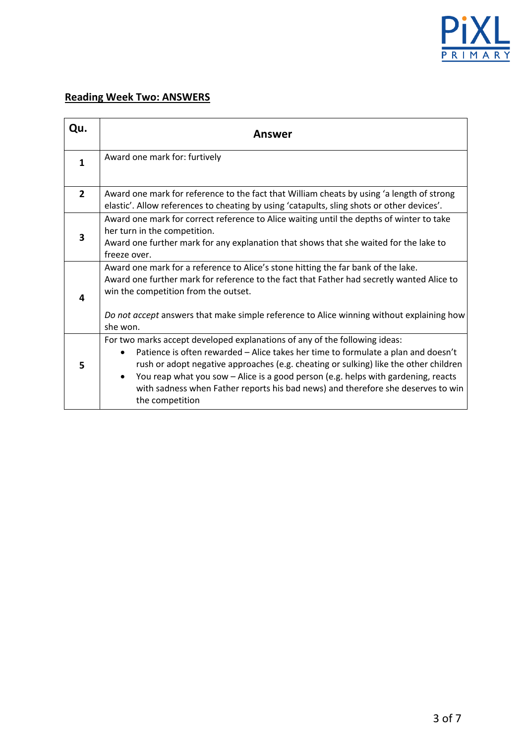## Reading Week Two: ANSWERS

| Qu. | Answer |
|---|---|
| **1** | Award one mark for: furtively |
| **2** | Award one mark for reference to the fact that William cheats by using 'a length of strong elastic'. Allow references to cheating by using 'catapults, sling shots or other devices'. |
| **3** | Award one mark for correct reference to Alice waiting until the depths of winter to take her turn in the competition.<br>Award one further mark for any explanation that shows that she waited for the lake to freeze over. |
| **4** | Award one mark for a reference to Alice's stone hitting the far bank of the lake.<br>Award one further mark for reference to the fact that Father had secretly wanted Alice to win the competition from the outset.<br><br>*Do not accept* answers that make simple reference to Alice winning without explaining how she won. |
| **5** | For two marks accept developed explanations of any of the following ideas:<br>• Patience is often rewarded – Alice takes her time to formulate a plan and doesn't rush or adopt negative approaches (e.g. cheating or sulking) like the other children<br>• You reap what you sow – Alice is a good person (e.g. helps with gardening, reacts with sadness when Father reports his bad news) and therefore she deserves to win the competition |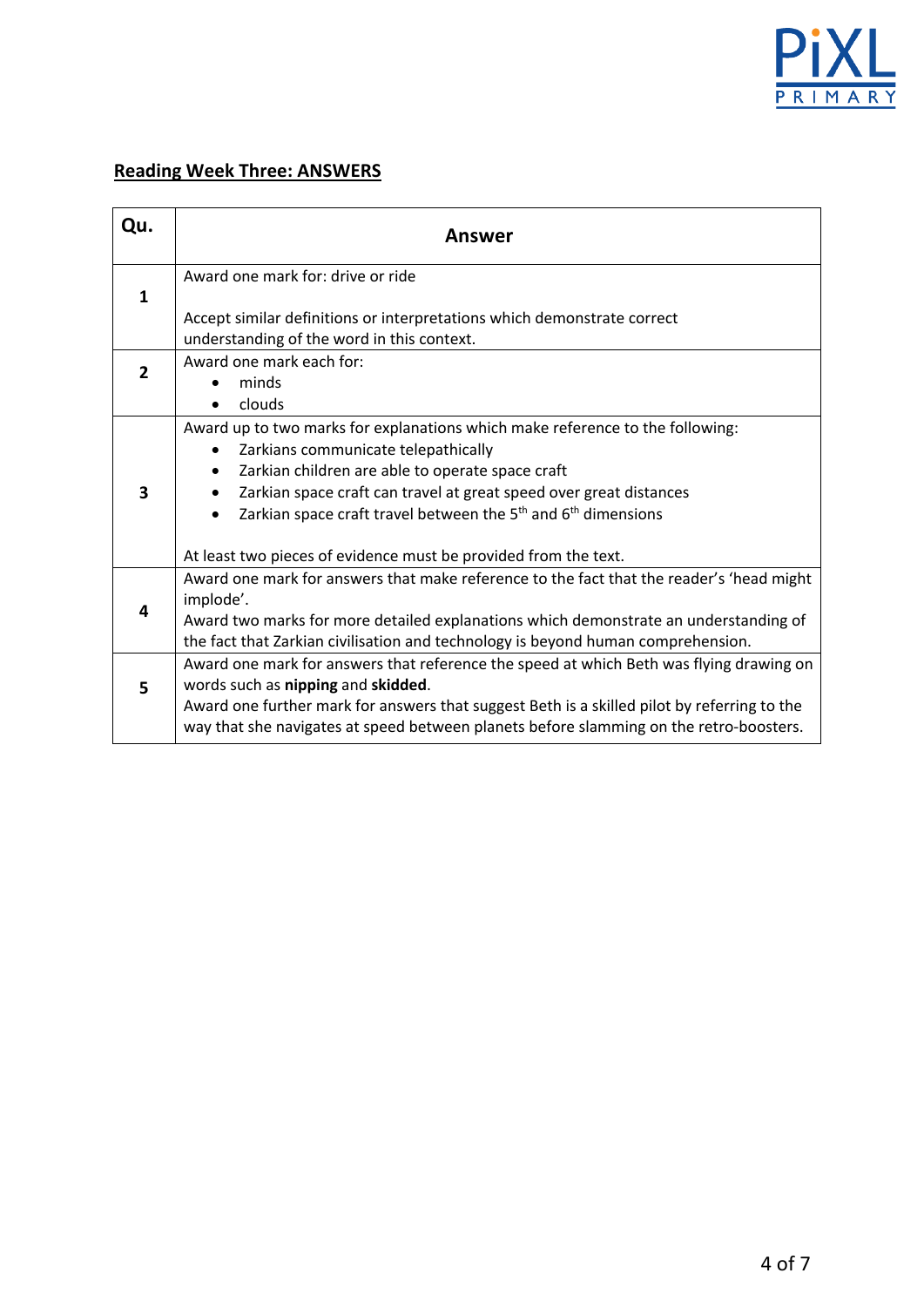## Reading Week Three: ANSWERS

| Qu. | Answer |
|---|---|
| 1 | Award one mark for: drive or ride<br><br>Accept similar definitions or interpretations which demonstrate correct understanding of the word in this context. |
| 2 | Award one mark each for:<br>• minds<br>• clouds |
| 3 | Award up to two marks for explanations which make reference to the following:<br>• Zarkians communicate telepathically<br>• Zarkian children are able to operate space craft<br>• Zarkian space craft can travel at great speed over great distances<br>• Zarkian space craft travel between the 5th and 6th dimensions<br><br>At least two pieces of evidence must be provided from the text. |
| 4 | Award one mark for answers that make reference to the fact that the reader's 'head might implode'.<br>Award two marks for more detailed explanations which demonstrate an understanding of the fact that Zarkian civilisation and technology is beyond human comprehension. |
| 5 | Award one mark for answers that reference the speed at which Beth was flying drawing on words such as **nipping** and **skidded**.<br>Award one further mark for answers that suggest Beth is a skilled pilot by referring to the way that she navigates at speed between planets before slamming on the retro-boosters. |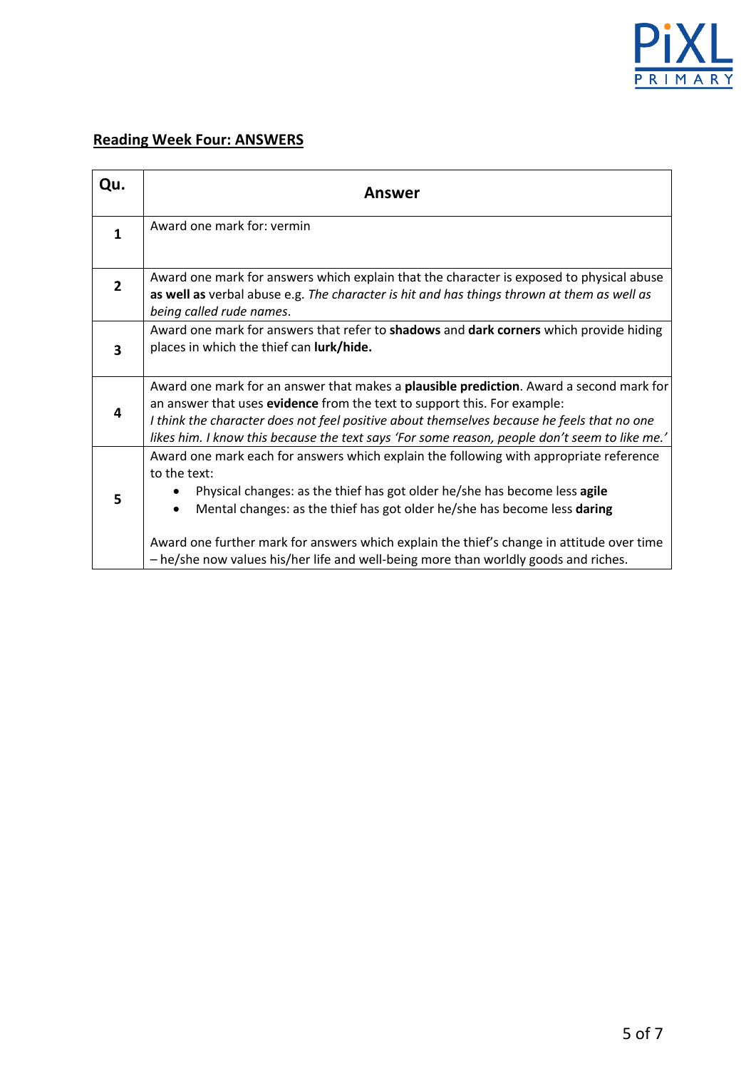## Reading Week Four: ANSWERS

| Qu. | Answer |
|---|---|
| 1 | Award one mark for: vermin |
| 2 | Award one mark for answers which explain that the character is exposed to physical abuse **as well as** verbal abuse e.g. *The character is hit and has things thrown at them as well as being called rude names*. |
| 3 | Award one mark for answers that refer to **shadows** and **dark corners** which provide hiding places in which the thief can **lurk/hide.** |
| 4 | Award one mark for an answer that makes a **plausible prediction**. Award a second mark for an answer that uses **evidence** from the text to support this. For example:<br>*I think the character does not feel positive about themselves because he feels that no one likes him. I know this because the text says 'For some reason, people don't seem to like me.'* |
| 5 | Award one mark each for answers which explain the following with appropriate reference to the text:<br>• Physical changes: as the thief has got older he/she has become less **agile**<br>• Mental changes: as the thief has got older he/she has become less **daring**<br><br>Award one further mark for answers which explain the thief's change in attitude over time – he/she now values his/her life and well-being more than worldly goods and riches. |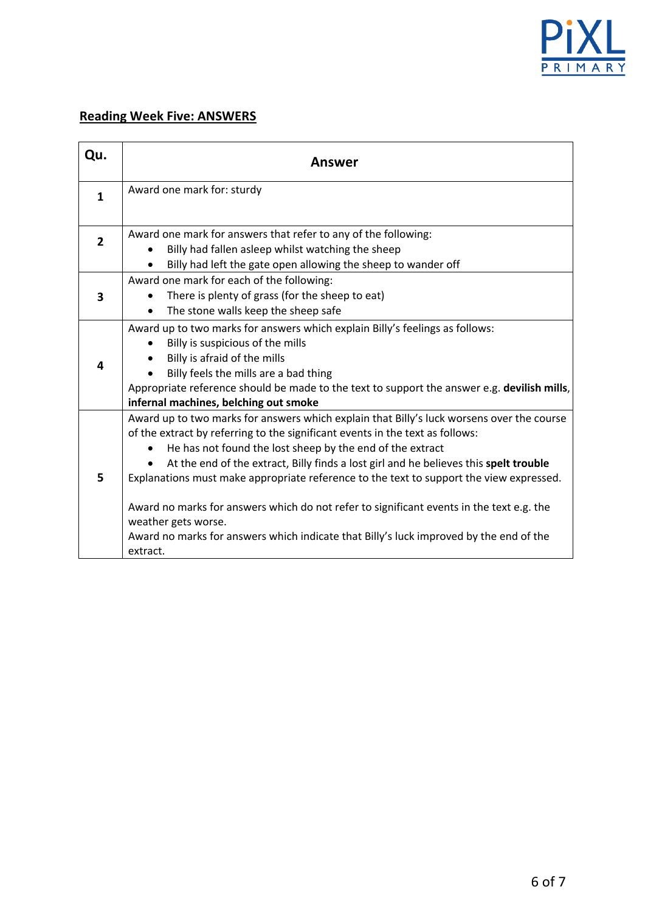## Reading Week Five: ANSWERS

| Qu. | Answer |
|---|---|
| 1 | Award one mark for: sturdy |
| 2 | Award one mark for answers that refer to any of the following:<br>• Billy had fallen asleep whilst watching the sheep<br>• Billy had left the gate open allowing the sheep to wander off |
| 3 | Award one mark for each of the following:<br>• There is plenty of grass (for the sheep to eat)<br>• The stone walls keep the sheep safe |
| 4 | Award up to two marks for answers which explain Billy's feelings as follows:<br>• Billy is suspicious of the mills<br>• Billy is afraid of the mills<br>• Billy feels the mills are a bad thing<br>Appropriate reference should be made to the text to support the answer e.g. **devilish mills**, **infernal machines, belching out smoke** |
| 5 | Award up to two marks for answers which explain that Billy's luck worsens over the course of the extract by referring to the significant events in the text as follows:<br>• He has not found the lost sheep by the end of the extract<br>• At the end of the extract, Billy finds a lost girl and he believes this **spelt trouble**<br>Explanations must make appropriate reference to the text to support the view expressed.<br><br>Award no marks for answers which do not refer to significant events in the text e.g. the weather gets worse.<br>Award no marks for answers which indicate that Billy's luck improved by the end of the extract. |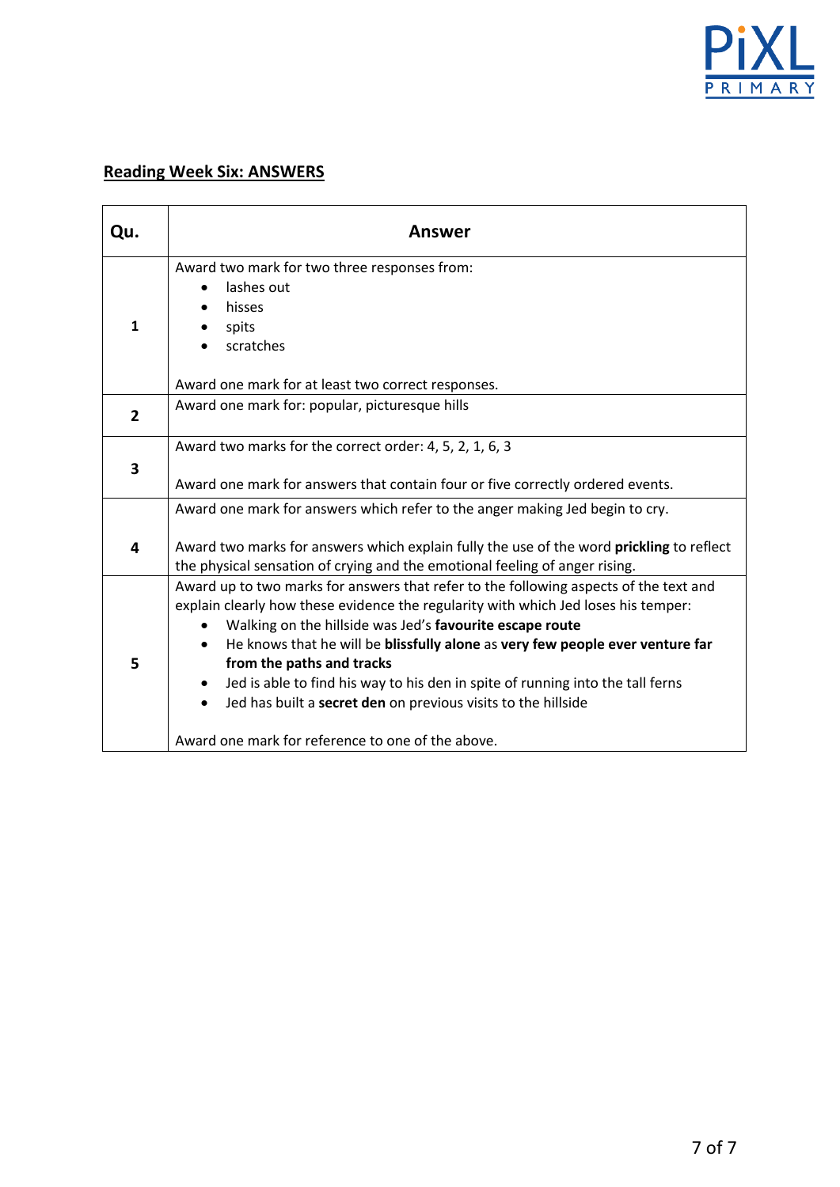**Reading Week Six: ANSWERS**

| Qu. | Answer |
|---|---|
| 1 | Award two mark for two three responses from:<br>• lashes out<br>• hisses<br>• spits<br>• scratches<br><br>Award one mark for at least two correct responses. |
| 2 | Award one mark for: popular, picturesque hills |
| 3 | Award two marks for the correct order: 4, 5, 2, 1, 6, 3<br><br>Award one mark for answers that contain four or five correctly ordered events. |
| 4 | Award one mark for answers which refer to the anger making Jed begin to cry.<br><br>Award two marks for answers which explain fully the use of the word **prickling** to reflect the physical sensation of crying and the emotional feeling of anger rising. |
| 5 | Award up to two marks for answers that refer to the following aspects of the text and explain clearly how these evidence the regularity with which Jed loses his temper:<br>• Walking on the hillside was Jed's **favourite escape route**<br>• He knows that he will be **blissfully alone** as **very few people ever venture far from the paths and tracks**<br>• Jed is able to find his way to his den in spite of running into the tall ferns<br>• Jed has built a **secret den** on previous visits to the hillside<br><br>Award one mark for reference to one of the above. |